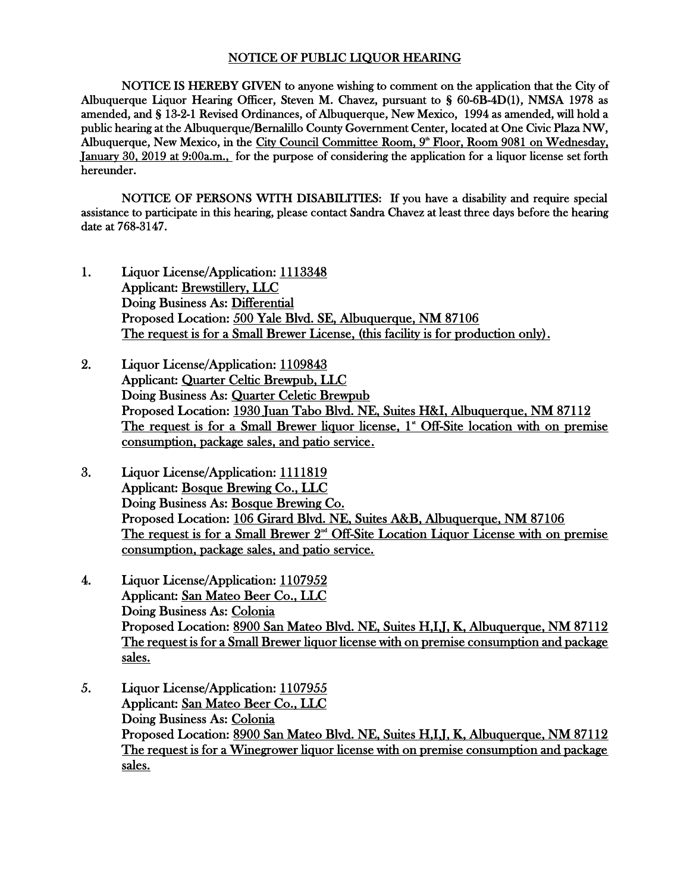# NOTICE OF PUBLIC LIQUOR HEARING

**NOTICE IS HEREBY GIVEN** to anyone wishing to comment on the application that the City of Albuquerque Liquor Hearing Officer, Steven M. Chavez, pursuant to § 60-6B-4D(1), NMSA 1978 as amended, and § 13-2-1 Revised Ordinances, of Albuquerque, New Mexico, 1994 as amended, will hold a public hearing at the Albuquerque/Bernalillo County Government Center, located at One Civic Plaza NW, Albuquerque, New Mexico, in the City Council Committee Room, 9th Floor, Room 9081 on Wednesday, January 30, 2019 at 9:00a.m., for the purpose of considering the application for a liquor license set forth hereunder.

**NOTICE OF PERSONS WITH DISABILITIES:** If you have a disability and require special assistance to participate in this hearing, please contact Sandra Chavez at least three days before the hearing date at 768-3147.

1. Liquor License/Application: 1113348
   Applicant: Brewstillery, LLC
   Doing Business As: Differential
   Proposed Location: 500 Yale Blvd. SE, Albuquerque, NM 87106
   The request is for a Small Brewer License, (this facility is for production only).

2. Liquor License/Application: 1109843
   Applicant: Quarter Celtic Brewpub, LLC
   Doing Business As: Quarter Celetic Brewpub
   Proposed Location: 1930 Juan Tabo Blvd. NE, Suites H&I, Albuquerque, NM 87112
   The request is for a Small Brewer liquor license, 1st Off-Site location with on premise consumption, package sales, and patio service.

3. Liquor License/Application: 1111819
   Applicant: Bosque Brewing Co., LLC
   Doing Business As: Bosque Brewing Co.
   Proposed Location: 106 Girard Blvd. NE, Suites A&B, Albuquerque, NM 87106
   The request is for a Small Brewer 2nd Off-Site Location Liquor License with on premise consumption, package sales, and patio service.

4. Liquor License/Application: 1107952
   Applicant: San Mateo Beer Co., LLC
   Doing Business As: Colonia
   Proposed Location: 8900 San Mateo Blvd. NE, Suites H,I,J, K, Albuquerque, NM 87112
   The request is for a Small Brewer liquor license with on premise consumption and package sales.

5. Liquor License/Application: 1107955
   Applicant: San Mateo Beer Co., LLC
   Doing Business As: Colonia
   Proposed Location: 8900 San Mateo Blvd. NE, Suites H,I,J, K, Albuquerque, NM 87112
   The request is for a Winegrower liquor license with on premise consumption and package sales.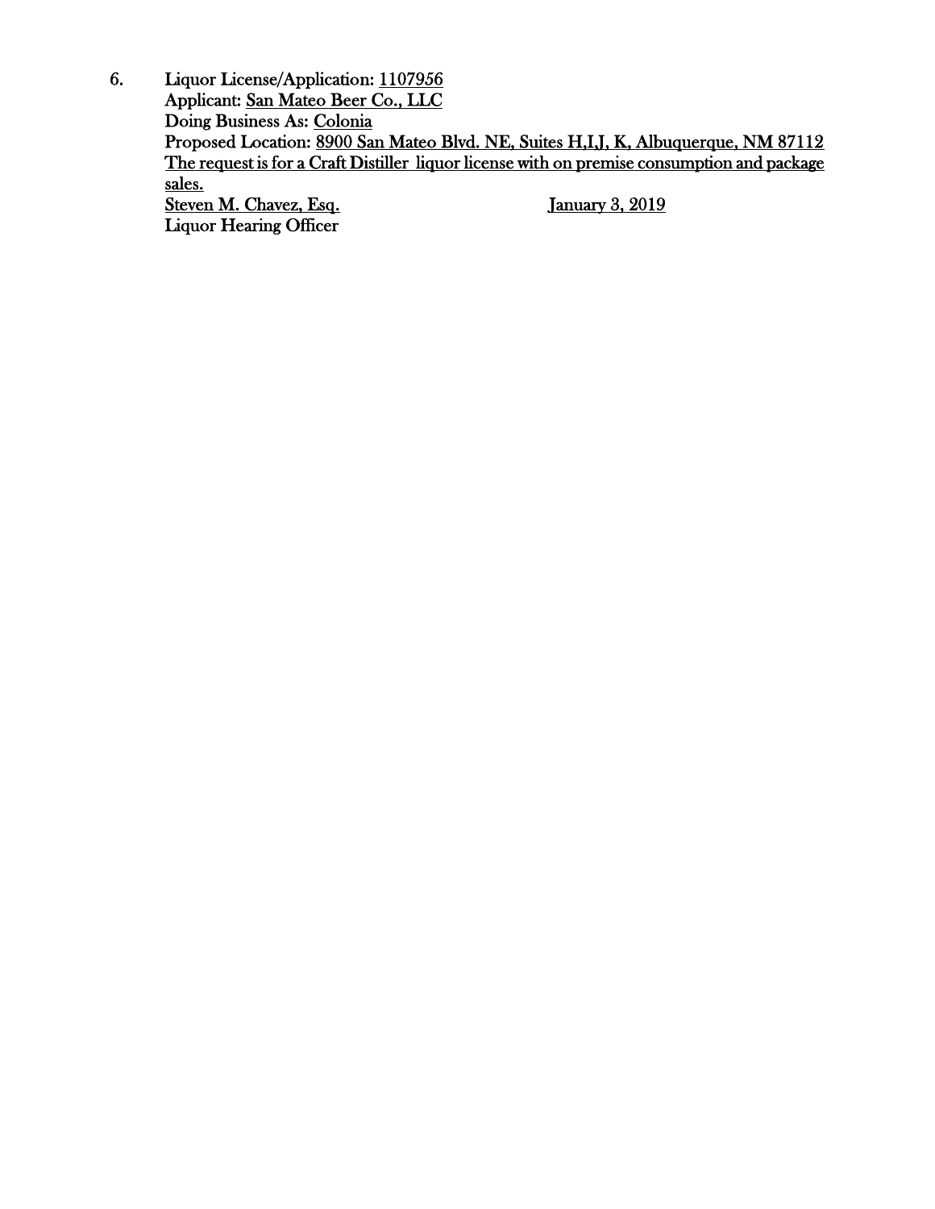6. Liquor License/Application: 1107956
   Applicant: San Mateo Beer Co., LLC
   Doing Business As: Colonia
   Proposed Location: 8900 San Mateo Blvd. NE, Suites H,I,J, K, Albuquerque, NM 87112
   The request is for a Craft Distiller liquor license with on premise consumption and package sales.
   Steven M. Chavez, Esq. January 3, 2019
   Liquor Hearing Officer